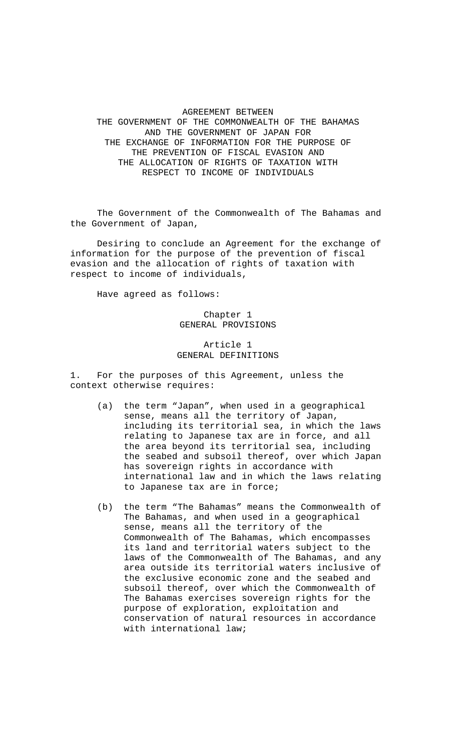# AGREEMENT BETWEEN THE GOVERNMENT OF THE COMMONWEALTH OF THE BAHAMAS AND THE GOVERNMENT OF JAPAN FOR THE EXCHANGE OF INFORMATION FOR THE PURPOSE OF THE PREVENTION OF FISCAL EVASION AND THE ALLOCATION OF RIGHTS OF TAXATION WITH RESPECT TO INCOME OF INDIVIDUALS

The Government of the Commonwealth of The Bahamas and the Government of Japan,

Desiring to conclude an Agreement for the exchange of information for the purpose of the prevention of fiscal evasion and the allocation of rights of taxation with respect to income of individuals,

Have agreed as follows:

## Chapter 1
## GENERAL PROVISIONS

### Article 1
### GENERAL DEFINITIONS

1. For the purposes of this Agreement, unless the context otherwise requires:

(a) the term "Japan", when used in a geographical sense, means all the territory of Japan, including its territorial sea, in which the laws relating to Japanese tax are in force, and all the area beyond its territorial sea, including the seabed and subsoil thereof, over which Japan has sovereign rights in accordance with international law and in which the laws relating to Japanese tax are in force;

(b) the term "The Bahamas" means the Commonwealth of The Bahamas, and when used in a geographical sense, means all the territory of the Commonwealth of The Bahamas, which encompasses its land and territorial waters subject to the laws of the Commonwealth of The Bahamas, and any area outside its territorial waters inclusive of the exclusive economic zone and the seabed and subsoil thereof, over which the Commonwealth of The Bahamas exercises sovereign rights for the purpose of exploration, exploitation and conservation of natural resources in accordance with international law;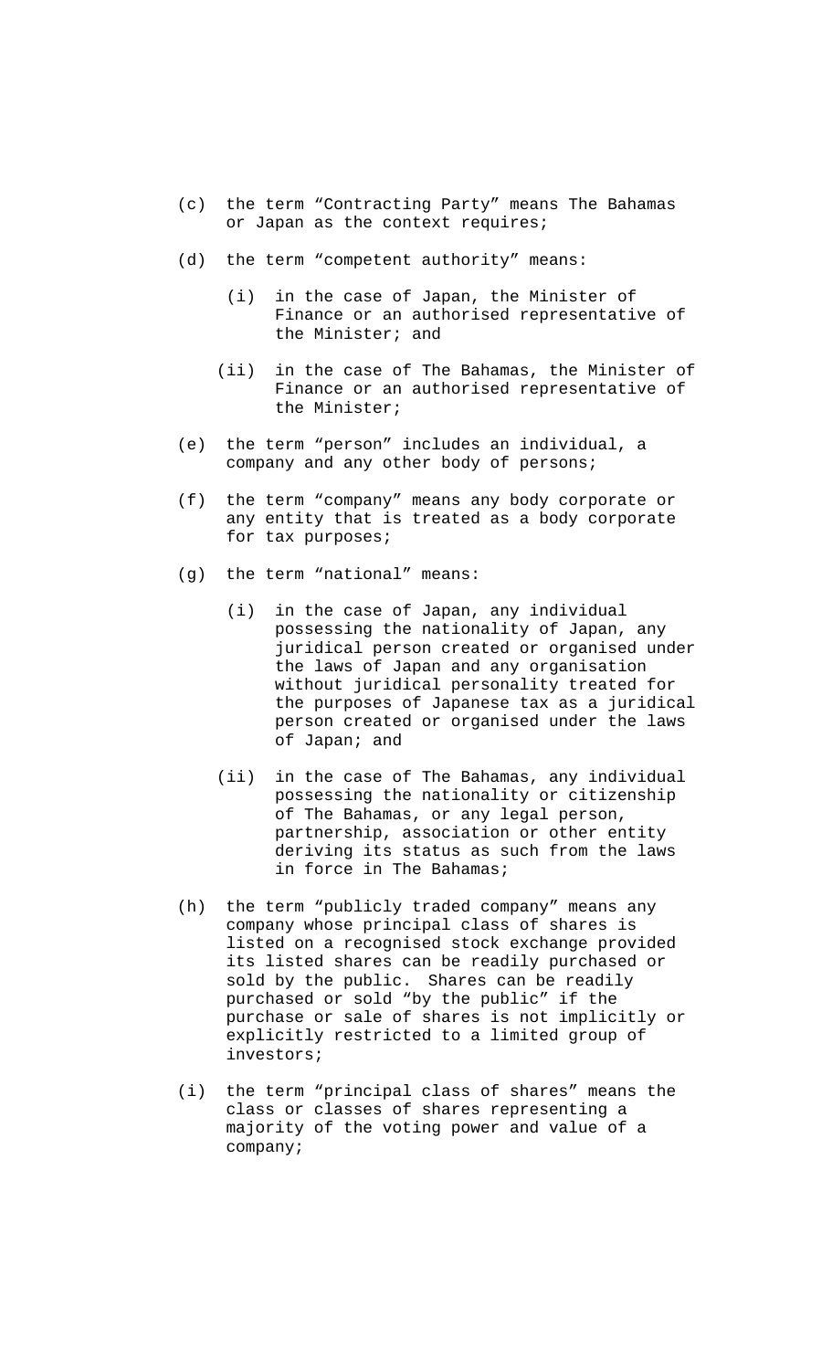(c) the term “Contracting Party” means The Bahamas or Japan as the context requires;

(d) the term “competent authority” means:

  (i) in the case of Japan, the Minister of Finance or an authorised representative of the Minister; and

  (ii) in the case of The Bahamas, the Minister of Finance or an authorised representative of the Minister;

(e) the term “person” includes an individual, a company and any other body of persons;

(f) the term “company” means any body corporate or any entity that is treated as a body corporate for tax purposes;

(g) the term “national” means:

  (i) in the case of Japan, any individual possessing the nationality of Japan, any juridical person created or organised under the laws of Japan and any organisation without juridical personality treated for the purposes of Japanese tax as a juridical person created or organised under the laws of Japan; and

  (ii) in the case of The Bahamas, any individual possessing the nationality or citizenship of The Bahamas, or any legal person, partnership, association or other entity deriving its status as such from the laws in force in The Bahamas;

(h) the term “publicly traded company” means any company whose principal class of shares is listed on a recognised stock exchange provided its listed shares can be readily purchased or sold by the public. Shares can be readily purchased or sold “by the public” if the purchase or sale of shares is not implicitly or explicitly restricted to a limited group of investors;

(i) the term “principal class of shares” means the class or classes of shares representing a majority of the voting power and value of a company;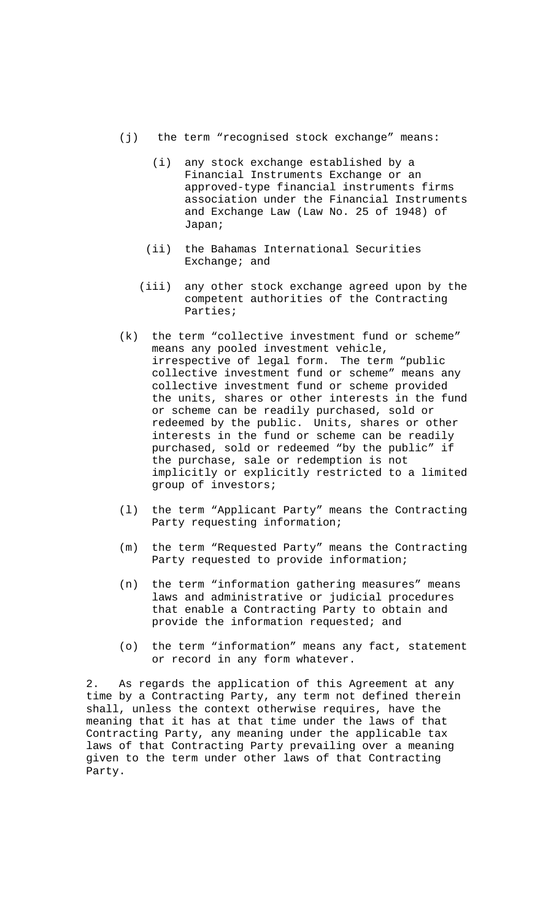(j) the term "recognised stock exchange" means:

   (i) any stock exchange established by a Financial Instruments Exchange or an approved-type financial instruments firms association under the Financial Instruments and Exchange Law (Law No. 25 of 1948) of Japan;

   (ii) the Bahamas International Securities Exchange; and

   (iii) any other stock exchange agreed upon by the competent authorities of the Contracting Parties;

(k) the term "collective investment fund or scheme" means any pooled investment vehicle, irrespective of legal form. The term "public collective investment fund or scheme" means any collective investment fund or scheme provided the units, shares or other interests in the fund or scheme can be readily purchased, sold or redeemed by the public. Units, shares or other interests in the fund or scheme can be readily purchased, sold or redeemed "by the public" if the purchase, sale or redemption is not implicitly or explicitly restricted to a limited group of investors;

(l) the term "Applicant Party" means the Contracting Party requesting information;

(m) the term "Requested Party" means the Contracting Party requested to provide information;

(n) the term "information gathering measures" means laws and administrative or judicial procedures that enable a Contracting Party to obtain and provide the information requested; and

(o) the term "information" means any fact, statement or record in any form whatever.

2. As regards the application of this Agreement at any time by a Contracting Party, any term not defined therein shall, unless the context otherwise requires, have the meaning that it has at that time under the laws of that Contracting Party, any meaning under the applicable tax laws of that Contracting Party prevailing over a meaning given to the term under other laws of that Contracting Party.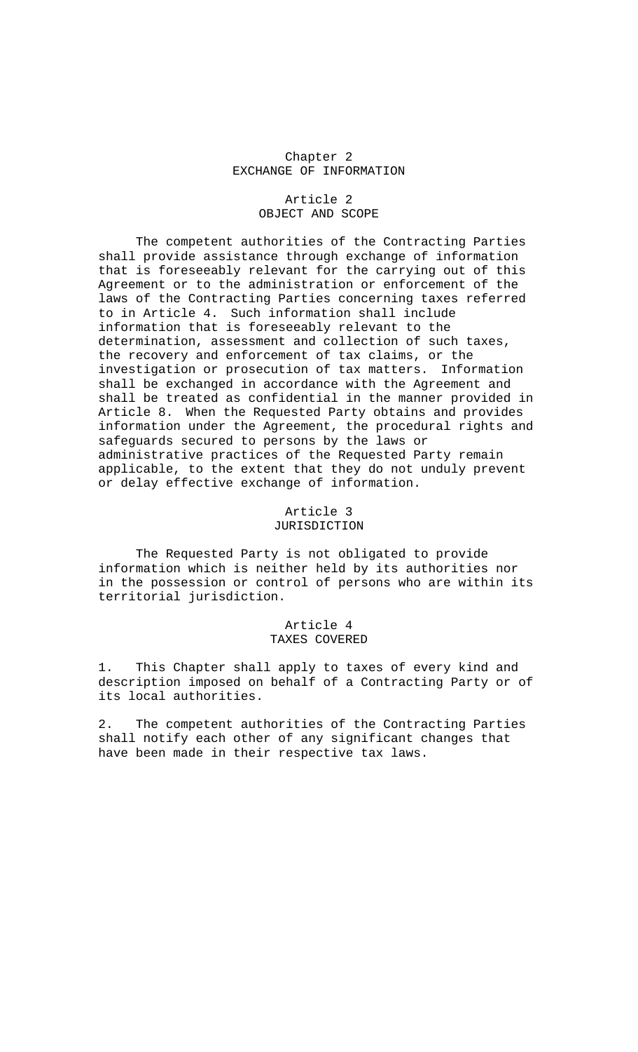## Chapter 2
## EXCHANGE OF INFORMATION

### Article 2
### OBJECT AND SCOPE

The competent authorities of the Contracting Parties shall provide assistance through exchange of information that is foreseeably relevant for the carrying out of this Agreement or to the administration or enforcement of the laws of the Contracting Parties concerning taxes referred to in Article 4. Such information shall include information that is foreseeably relevant to the determination, assessment and collection of such taxes, the recovery and enforcement of tax claims, or the investigation or prosecution of tax matters. Information shall be exchanged in accordance with the Agreement and shall be treated as confidential in the manner provided in Article 8. When the Requested Party obtains and provides information under the Agreement, the procedural rights and safeguards secured to persons by the laws or administrative practices of the Requested Party remain applicable, to the extent that they do not unduly prevent or delay effective exchange of information.

### Article 3
### JURISDICTION

The Requested Party is not obligated to provide information which is neither held by its authorities nor in the possession or control of persons who are within its territorial jurisdiction.

### Article 4
### TAXES COVERED

1. This Chapter shall apply to taxes of every kind and description imposed on behalf of a Contracting Party or of its local authorities.

2. The competent authorities of the Contracting Parties shall notify each other of any significant changes that have been made in their respective tax laws.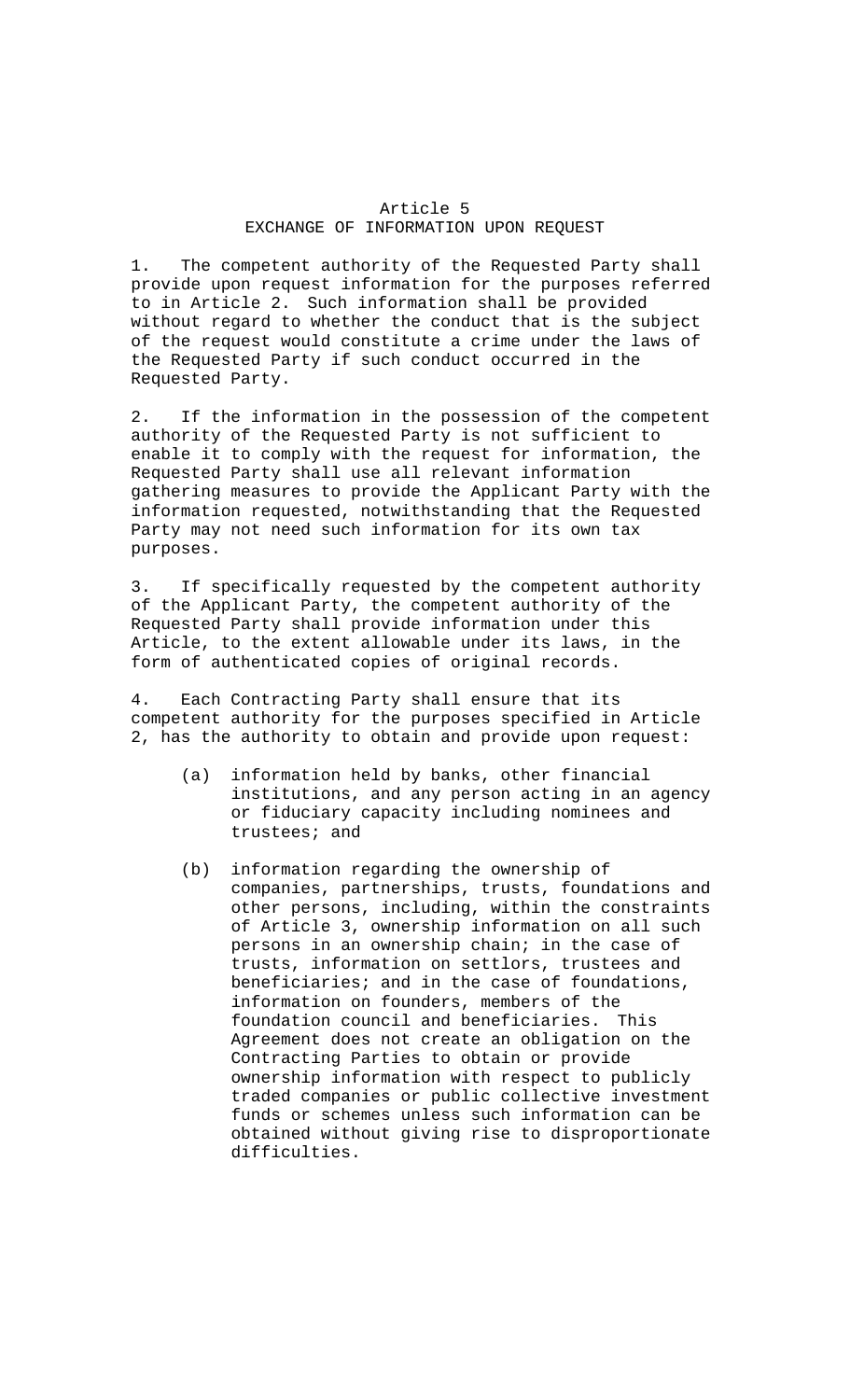## Article 5
## EXCHANGE OF INFORMATION UPON REQUEST

1. The competent authority of the Requested Party shall provide upon request information for the purposes referred to in Article 2. Such information shall be provided without regard to whether the conduct that is the subject of the request would constitute a crime under the laws of the Requested Party if such conduct occurred in the Requested Party.

2. If the information in the possession of the competent authority of the Requested Party is not sufficient to enable it to comply with the request for information, the Requested Party shall use all relevant information gathering measures to provide the Applicant Party with the information requested, notwithstanding that the Requested Party may not need such information for its own tax purposes.

3. If specifically requested by the competent authority of the Applicant Party, the competent authority of the Requested Party shall provide information under this Article, to the extent allowable under its laws, in the form of authenticated copies of original records.

4. Each Contracting Party shall ensure that its competent authority for the purposes specified in Article 2, has the authority to obtain and provide upon request:

(a) information held by banks, other financial institutions, and any person acting in an agency or fiduciary capacity including nominees and trustees; and

(b) information regarding the ownership of companies, partnerships, trusts, foundations and other persons, including, within the constraints of Article 3, ownership information on all such persons in an ownership chain; in the case of trusts, information on settlors, trustees and beneficiaries; and in the case of foundations, information on founders, members of the foundation council and beneficiaries. This Agreement does not create an obligation on the Contracting Parties to obtain or provide ownership information with respect to publicly traded companies or public collective investment funds or schemes unless such information can be obtained without giving rise to disproportionate difficulties.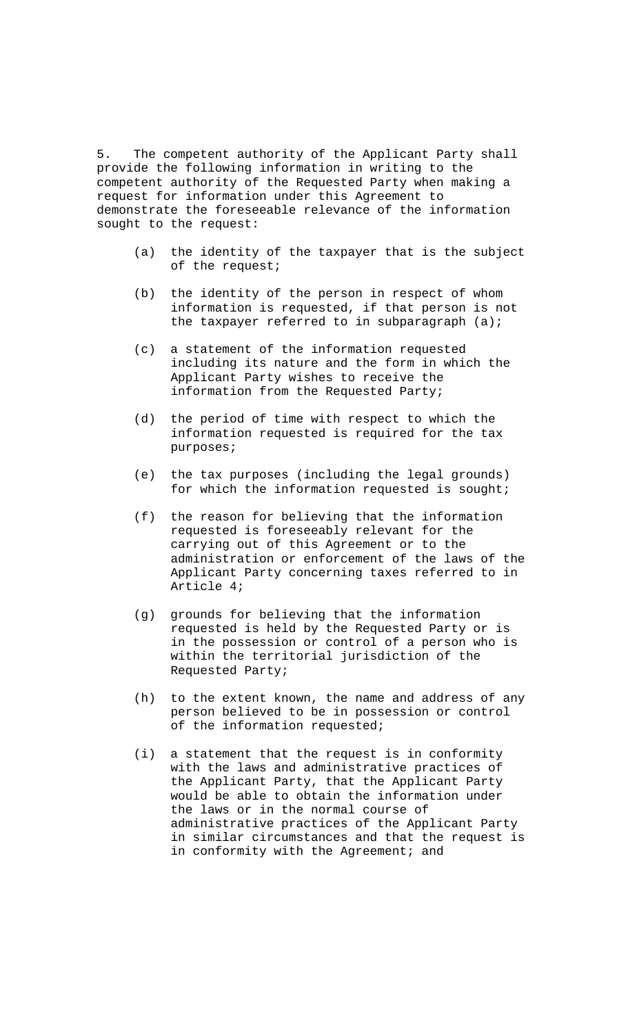5. The competent authority of the Applicant Party shall provide the following information in writing to the competent authority of the Requested Party when making a request for information under this Agreement to demonstrate the foreseeable relevance of the information sought to the request:

(a) the identity of the taxpayer that is the subject of the request;

(b) the identity of the person in respect of whom information is requested, if that person is not the taxpayer referred to in subparagraph (a);

(c) a statement of the information requested including its nature and the form in which the Applicant Party wishes to receive the information from the Requested Party;

(d) the period of time with respect to which the information requested is required for the tax purposes;

(e) the tax purposes (including the legal grounds) for which the information requested is sought;

(f) the reason for believing that the information requested is foreseeably relevant for the carrying out of this Agreement or to the administration or enforcement of the laws of the Applicant Party concerning taxes referred to in Article 4;

(g) grounds for believing that the information requested is held by the Requested Party or is in the possession or control of a person who is within the territorial jurisdiction of the Requested Party;

(h) to the extent known, the name and address of any person believed to be in possession or control of the information requested;

(i) a statement that the request is in conformity with the laws and administrative practices of the Applicant Party, that the Applicant Party would be able to obtain the information under the laws or in the normal course of administrative practices of the Applicant Party in similar circumstances and that the request is in conformity with the Agreement; and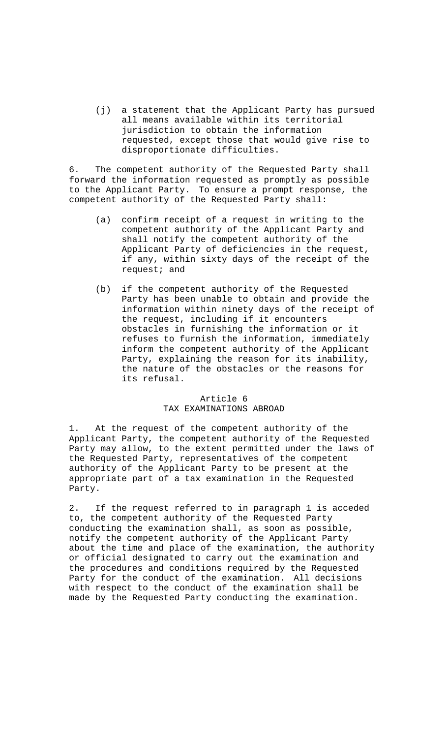(j) a statement that the Applicant Party has pursued all means available within its territorial jurisdiction to obtain the information requested, except those that would give rise to disproportionate difficulties.

6. The competent authority of the Requested Party shall forward the information requested as promptly as possible to the Applicant Party. To ensure a prompt response, the competent authority of the Requested Party shall:

(a) confirm receipt of a request in writing to the competent authority of the Applicant Party and shall notify the competent authority of the Applicant Party of deficiencies in the request, if any, within sixty days of the receipt of the request; and

(b) if the competent authority of the Requested Party has been unable to obtain and provide the information within ninety days of the receipt of the request, including if it encounters obstacles in furnishing the information or it refuses to furnish the information, immediately inform the competent authority of the Applicant Party, explaining the reason for its inability, the nature of the obstacles or the reasons for its refusal.

## Article 6
## TAX EXAMINATIONS ABROAD

1. At the request of the competent authority of the Applicant Party, the competent authority of the Requested Party may allow, to the extent permitted under the laws of the Requested Party, representatives of the competent authority of the Applicant Party to be present at the appropriate part of a tax examination in the Requested Party.

2. If the request referred to in paragraph 1 is acceded to, the competent authority of the Requested Party conducting the examination shall, as soon as possible, notify the competent authority of the Applicant Party about the time and place of the examination, the authority or official designated to carry out the examination and the procedures and conditions required by the Requested Party for the conduct of the examination. All decisions with respect to the conduct of the examination shall be made by the Requested Party conducting the examination.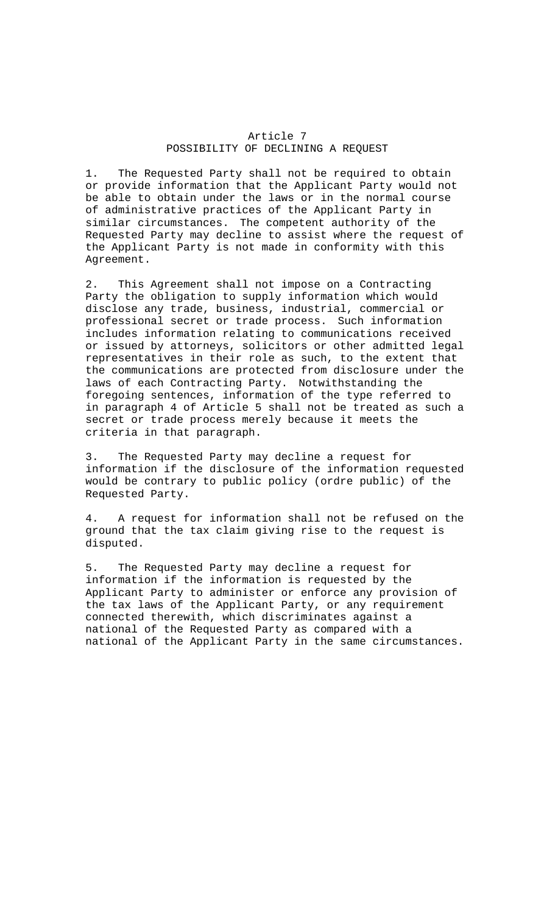## Article 7
## POSSIBILITY OF DECLINING A REQUEST

1. The Requested Party shall not be required to obtain or provide information that the Applicant Party would not be able to obtain under the laws or in the normal course of administrative practices of the Applicant Party in similar circumstances. The competent authority of the Requested Party may decline to assist where the request of the Applicant Party is not made in conformity with this Agreement.

2. This Agreement shall not impose on a Contracting Party the obligation to supply information which would disclose any trade, business, industrial, commercial or professional secret or trade process. Such information includes information relating to communications received or issued by attorneys, solicitors or other admitted legal representatives in their role as such, to the extent that the communications are protected from disclosure under the laws of each Contracting Party. Notwithstanding the foregoing sentences, information of the type referred to in paragraph 4 of Article 5 shall not be treated as such a secret or trade process merely because it meets the criteria in that paragraph.

3. The Requested Party may decline a request for information if the disclosure of the information requested would be contrary to public policy (ordre public) of the Requested Party.

4. A request for information shall not be refused on the ground that the tax claim giving rise to the request is disputed.

5. The Requested Party may decline a request for information if the information is requested by the Applicant Party to administer or enforce any provision of the tax laws of the Applicant Party, or any requirement connected therewith, which discriminates against a national of the Requested Party as compared with a national of the Applicant Party in the same circumstances.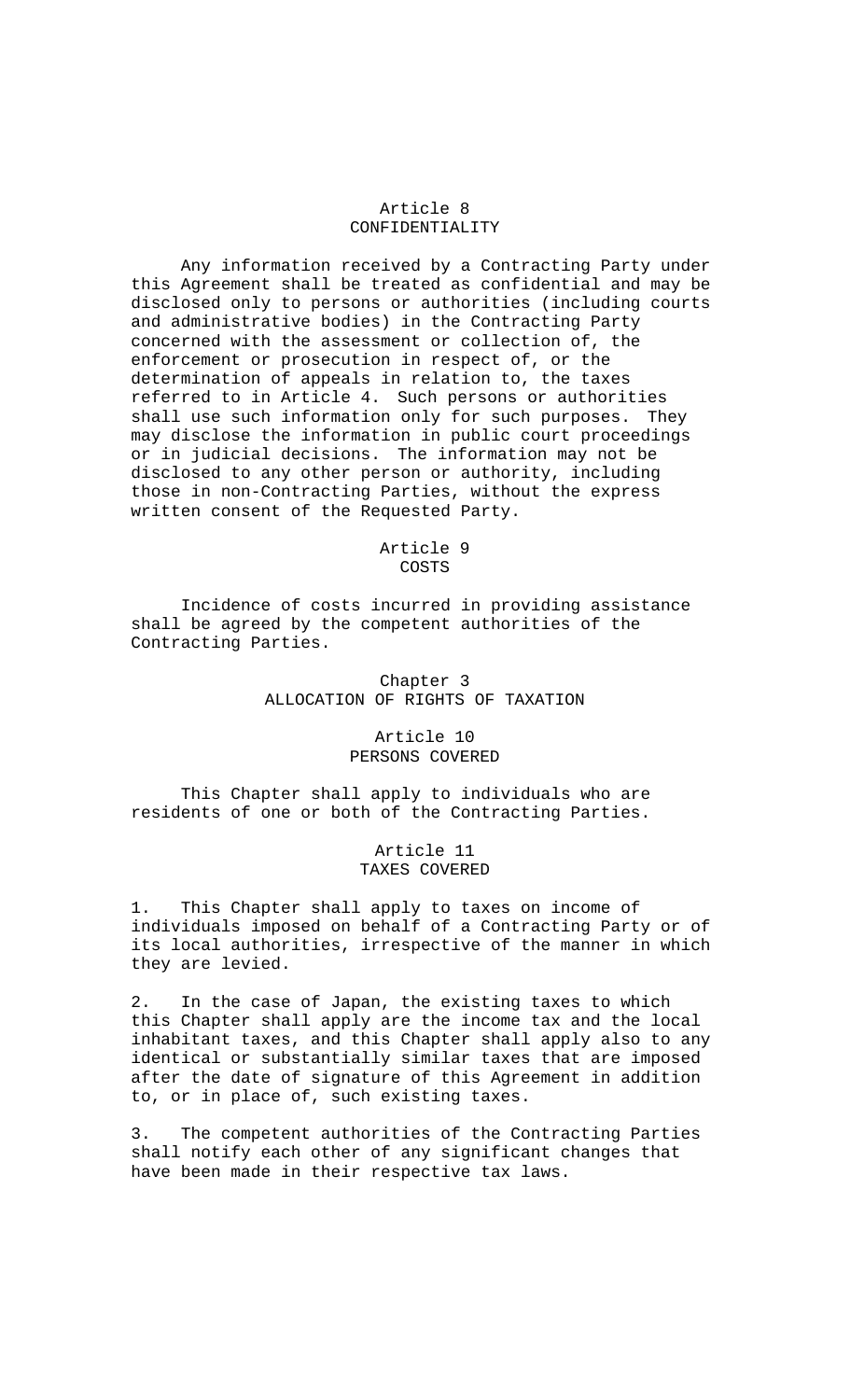### Article 8
### CONFIDENTIALITY

Any information received by a Contracting Party under this Agreement shall be treated as confidential and may be disclosed only to persons or authorities (including courts and administrative bodies) in the Contracting Party concerned with the assessment or collection of, the enforcement or prosecution in respect of, or the determination of appeals in relation to, the taxes referred to in Article 4. Such persons or authorities shall use such information only for such purposes. They may disclose the information in public court proceedings or in judicial decisions. The information may not be disclosed to any other person or authority, including those in non-Contracting Parties, without the express written consent of the Requested Party.

### Article 9
### COSTS

Incidence of costs incurred in providing assistance shall be agreed by the competent authorities of the Contracting Parties.

## Chapter 3
## ALLOCATION OF RIGHTS OF TAXATION

### Article 10
### PERSONS COVERED

This Chapter shall apply to individuals who are residents of one or both of the Contracting Parties.

### Article 11
### TAXES COVERED

1. This Chapter shall apply to taxes on income of individuals imposed on behalf of a Contracting Party or of its local authorities, irrespective of the manner in which they are levied.

2. In the case of Japan, the existing taxes to which this Chapter shall apply are the income tax and the local inhabitant taxes, and this Chapter shall apply also to any identical or substantially similar taxes that are imposed after the date of signature of this Agreement in addition to, or in place of, such existing taxes.

3. The competent authorities of the Contracting Parties shall notify each other of any significant changes that have been made in their respective tax laws.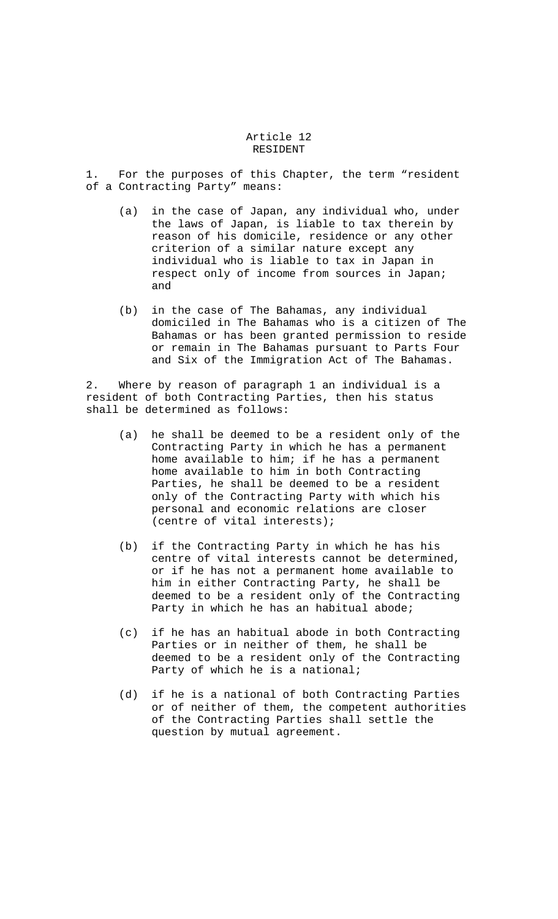## Article 12
## RESIDENT

1. For the purposes of this Chapter, the term "resident of a Contracting Party" means:

   (a) in the case of Japan, any individual who, under the laws of Japan, is liable to tax therein by reason of his domicile, residence or any other criterion of a similar nature except any individual who is liable to tax in Japan in respect only of income from sources in Japan; and

   (b) in the case of The Bahamas, any individual domiciled in The Bahamas who is a citizen of The Bahamas or has been granted permission to reside or remain in The Bahamas pursuant to Parts Four and Six of the Immigration Act of The Bahamas.

2. Where by reason of paragraph 1 an individual is a resident of both Contracting Parties, then his status shall be determined as follows:

   (a) he shall be deemed to be a resident only of the Contracting Party in which he has a permanent home available to him; if he has a permanent home available to him in both Contracting Parties, he shall be deemed to be a resident only of the Contracting Party with which his personal and economic relations are closer (centre of vital interests);

   (b) if the Contracting Party in which he has his centre of vital interests cannot be determined, or if he has not a permanent home available to him in either Contracting Party, he shall be deemed to be a resident only of the Contracting Party in which he has an habitual abode;

   (c) if he has an habitual abode in both Contracting Parties or in neither of them, he shall be deemed to be a resident only of the Contracting Party of which he is a national;

   (d) if he is a national of both Contracting Parties or of neither of them, the competent authorities of the Contracting Parties shall settle the question by mutual agreement.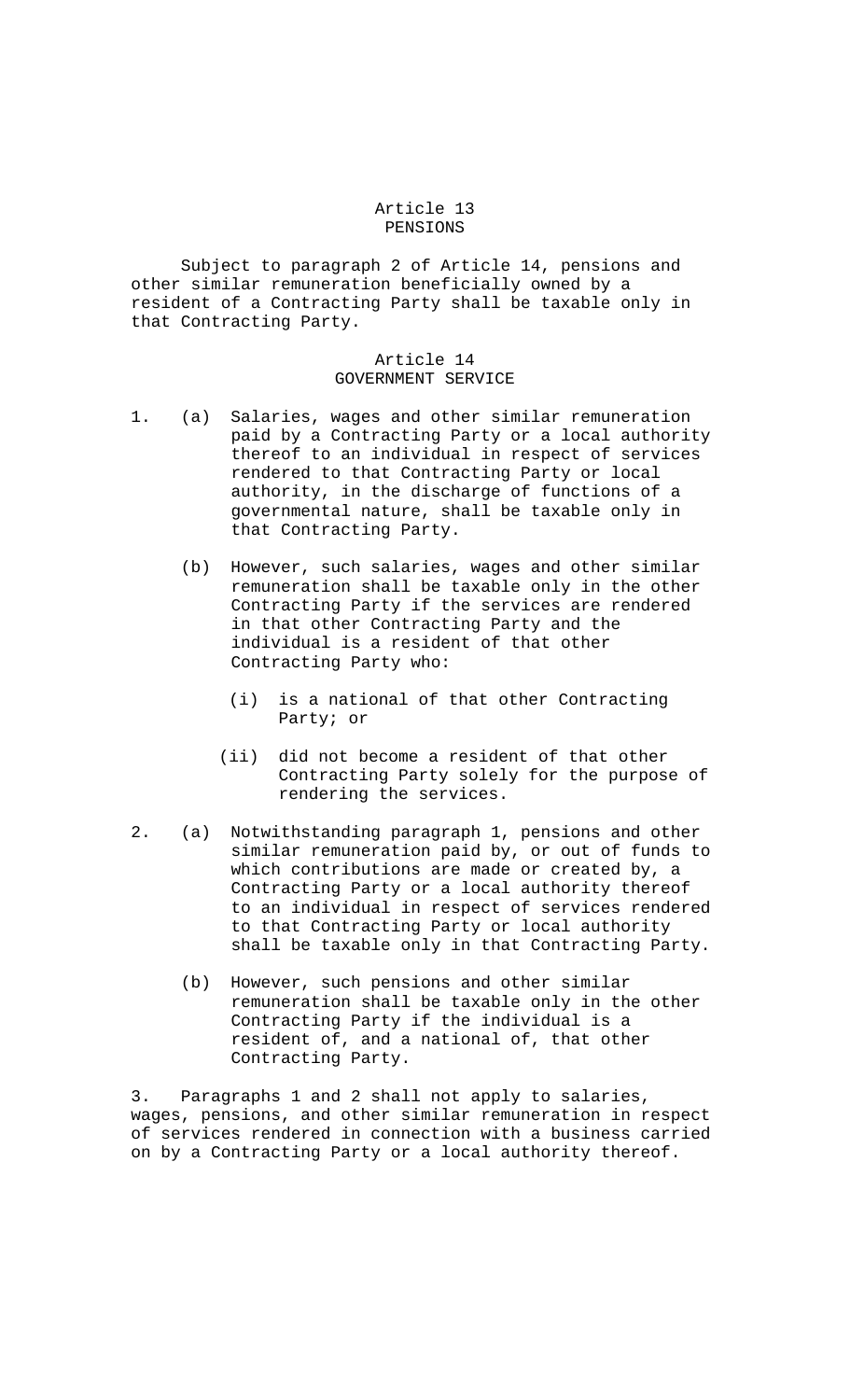## Article 13
## PENSIONS

Subject to paragraph 2 of Article 14, pensions and other similar remuneration beneficially owned by a resident of a Contracting Party shall be taxable only in that Contracting Party.

## Article 14
## GOVERNMENT SERVICE

1. (a) Salaries, wages and other similar remuneration paid by a Contracting Party or a local authority thereof to an individual in respect of services rendered to that Contracting Party or local authority, in the discharge of functions of a governmental nature, shall be taxable only in that Contracting Party.

   (b) However, such salaries, wages and other similar remuneration shall be taxable only in the other Contracting Party if the services are rendered in that other Contracting Party and the individual is a resident of that other Contracting Party who:

      (i) is a national of that other Contracting Party; or

      (ii) did not become a resident of that other Contracting Party solely for the purpose of rendering the services.

2. (a) Notwithstanding paragraph 1, pensions and other similar remuneration paid by, or out of funds to which contributions are made or created by, a Contracting Party or a local authority thereof to an individual in respect of services rendered to that Contracting Party or local authority shall be taxable only in that Contracting Party.

   (b) However, such pensions and other similar remuneration shall be taxable only in the other Contracting Party if the individual is a resident of, and a national of, that other Contracting Party.

3. Paragraphs 1 and 2 shall not apply to salaries, wages, pensions, and other similar remuneration in respect of services rendered in connection with a business carried on by a Contracting Party or a local authority thereof.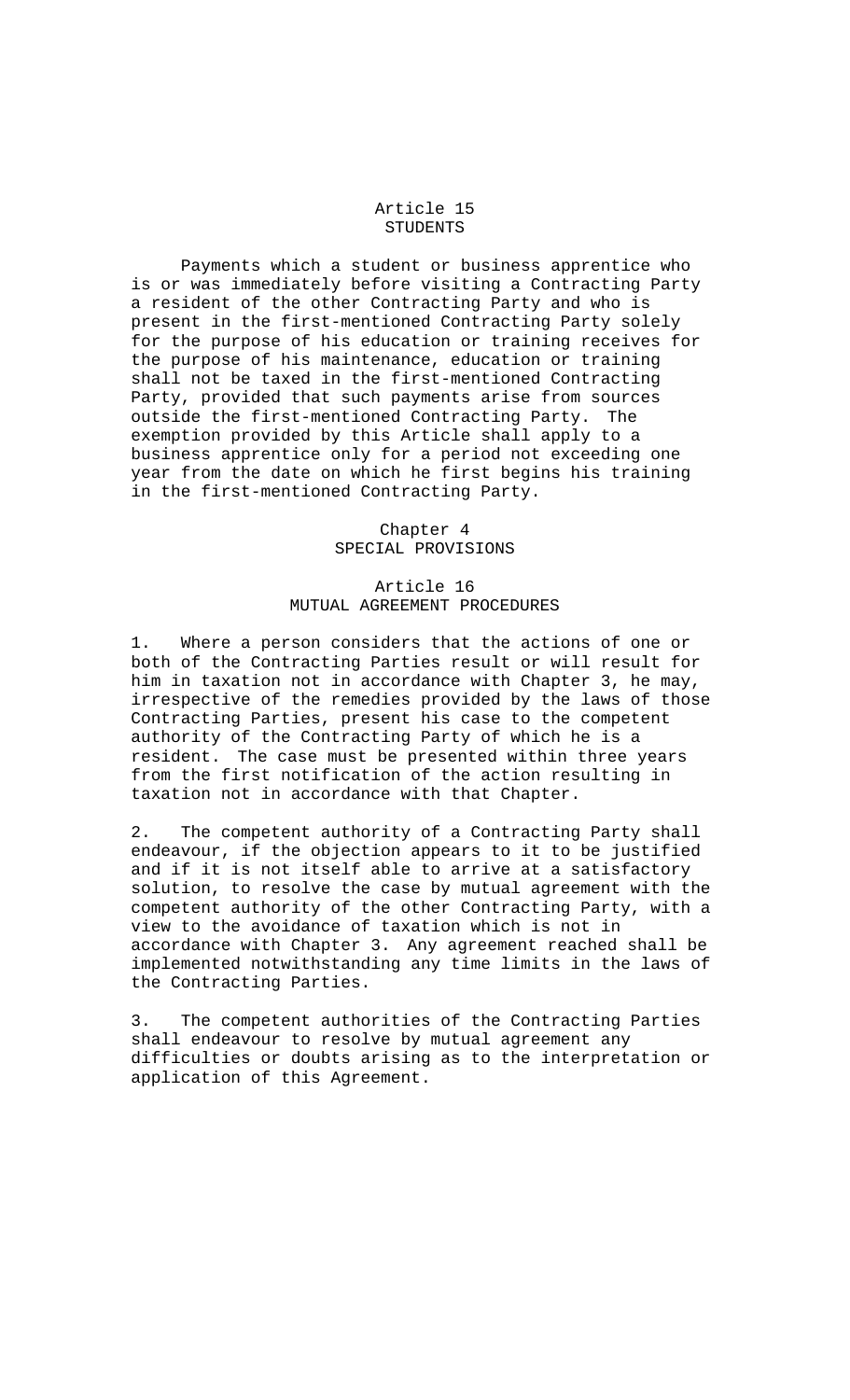## Article 15
## STUDENTS

Payments which a student or business apprentice who is or was immediately before visiting a Contracting Party a resident of the other Contracting Party and who is present in the first-mentioned Contracting Party solely for the purpose of his education or training receives for the purpose of his maintenance, education or training shall not be taxed in the first-mentioned Contracting Party, provided that such payments arise from sources outside the first-mentioned Contracting Party. The exemption provided by this Article shall apply to a business apprentice only for a period not exceeding one year from the date on which he first begins his training in the first-mentioned Contracting Party.

# Chapter 4
# SPECIAL PROVISIONS

## Article 16
## MUTUAL AGREEMENT PROCEDURES

1. Where a person considers that the actions of one or both of the Contracting Parties result or will result for him in taxation not in accordance with Chapter 3, he may, irrespective of the remedies provided by the laws of those Contracting Parties, present his case to the competent authority of the Contracting Party of which he is a resident. The case must be presented within three years from the first notification of the action resulting in taxation not in accordance with that Chapter.

2. The competent authority of a Contracting Party shall endeavour, if the objection appears to it to be justified and if it is not itself able to arrive at a satisfactory solution, to resolve the case by mutual agreement with the competent authority of the other Contracting Party, with a view to the avoidance of taxation which is not in accordance with Chapter 3. Any agreement reached shall be implemented notwithstanding any time limits in the laws of the Contracting Parties.

3. The competent authorities of the Contracting Parties shall endeavour to resolve by mutual agreement any difficulties or doubts arising as to the interpretation or application of this Agreement.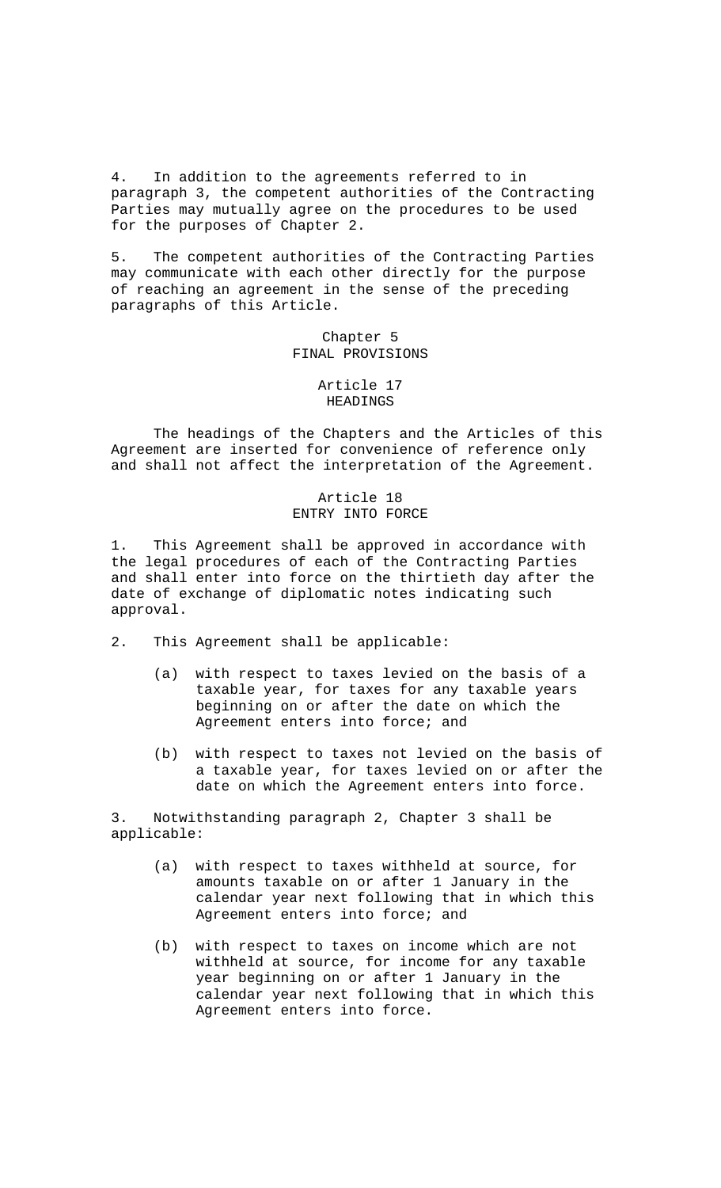4. In addition to the agreements referred to in paragraph 3, the competent authorities of the Contracting Parties may mutually agree on the procedures to be used for the purposes of Chapter 2.

5. The competent authorities of the Contracting Parties may communicate with each other directly for the purpose of reaching an agreement in the sense of the preceding paragraphs of this Article.

## Chapter 5
## FINAL PROVISIONS

### Article 17
### HEADINGS

The headings of the Chapters and the Articles of this Agreement are inserted for convenience of reference only and shall not affect the interpretation of the Agreement.

### Article 18
### ENTRY INTO FORCE

1. This Agreement shall be approved in accordance with the legal procedures of each of the Contracting Parties and shall enter into force on the thirtieth day after the date of exchange of diplomatic notes indicating such approval.

2. This Agreement shall be applicable:

   (a) with respect to taxes levied on the basis of a taxable year, for taxes for any taxable years beginning on or after the date on which the Agreement enters into force; and

   (b) with respect to taxes not levied on the basis of a taxable year, for taxes levied on or after the date on which the Agreement enters into force.

3. Notwithstanding paragraph 2, Chapter 3 shall be applicable:

   (a) with respect to taxes withheld at source, for amounts taxable on or after 1 January in the calendar year next following that in which this Agreement enters into force; and

   (b) with respect to taxes on income which are not withheld at source, for income for any taxable year beginning on or after 1 January in the calendar year next following that in which this Agreement enters into force.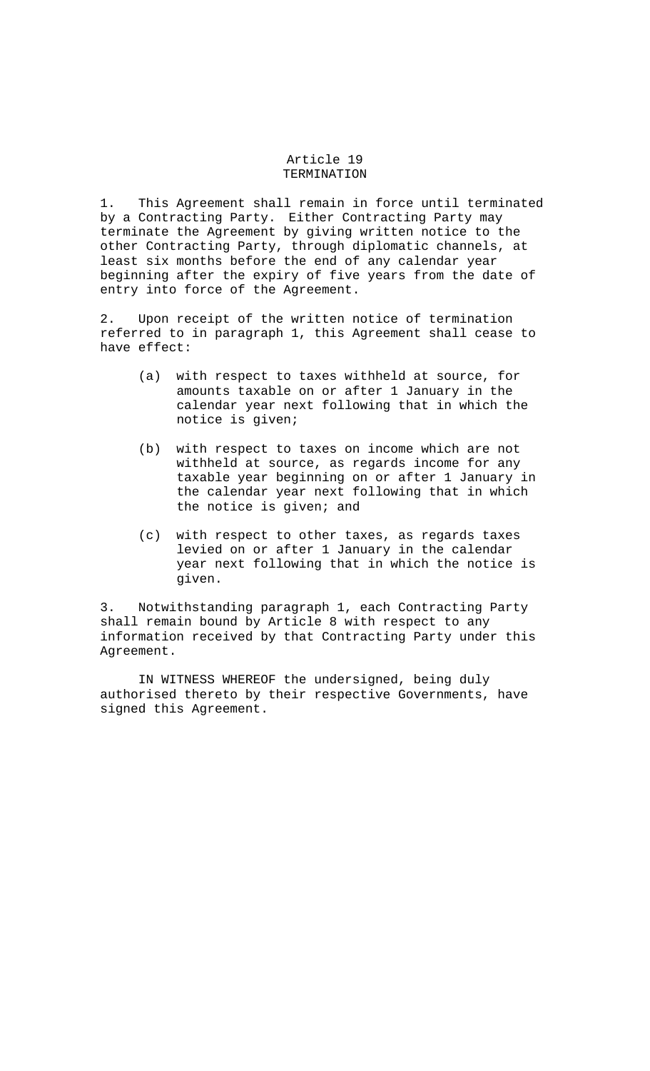## Article 19
## TERMINATION

1. This Agreement shall remain in force until terminated by a Contracting Party. Either Contracting Party may terminate the Agreement by giving written notice to the other Contracting Party, through diplomatic channels, at least six months before the end of any calendar year beginning after the expiry of five years from the date of entry into force of the Agreement.

2. Upon receipt of the written notice of termination referred to in paragraph 1, this Agreement shall cease to have effect:

   (a) with respect to taxes withheld at source, for amounts taxable on or after 1 January in the calendar year next following that in which the notice is given;

   (b) with respect to taxes on income which are not withheld at source, as regards income for any taxable year beginning on or after 1 January in the calendar year next following that in which the notice is given; and

   (c) with respect to other taxes, as regards taxes levied on or after 1 January in the calendar year next following that in which the notice is given.

3. Notwithstanding paragraph 1, each Contracting Party shall remain bound by Article 8 with respect to any information received by that Contracting Party under this Agreement.

IN WITNESS WHEREOF the undersigned, being duly authorised thereto by their respective Governments, have signed this Agreement.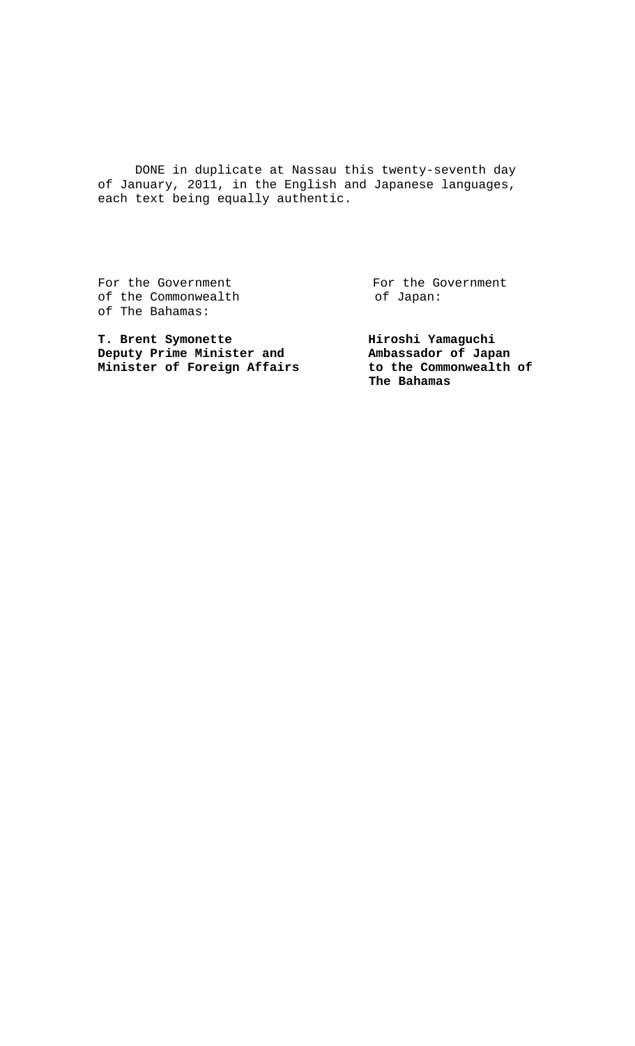DONE in duplicate at Nassau this twenty-seventh day of January, 2011, in the English and Japanese languages, each text being equally authentic.

| | |
|---|---|
| For the Government of the Commonwealth of The Bahamas: | For the Government of Japan: |
| **T. Brent Symonette**<br>**Deputy Prime Minister and Minister of Foreign Affairs** | **Hiroshi Yamaguchi**<br>**Ambassador of Japan to the Commonwealth of The Bahamas** |